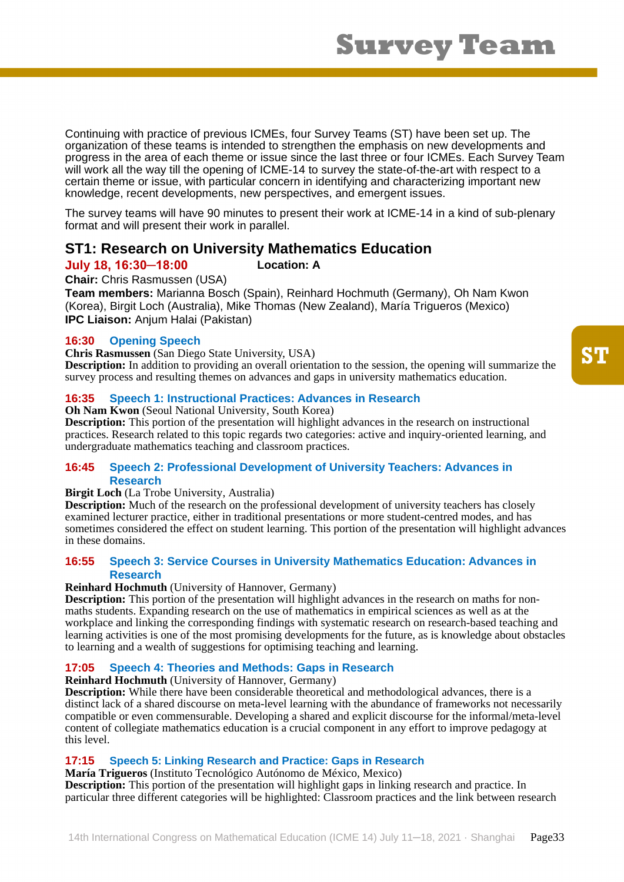# Survey Team

Continuing with practice of previous ICMEs, four Survey Teams (ST) have been set up. The organization of these teams is intended to strengthen the emphasis on new developments and progress in the area of each theme or issue since the last three or four ICMEs. Each Survey Team will work all the way till the opening of ICME-14 to survey the state-of-the-art with respect to a certain theme or issue, with particular concern in identifying and characterizing important new knowledge, recent developments, new perspectives, and emergent issues.

The survey teams will have 90 minutes to present their work at ICME-14 in a kind of sub-plenary format and will present their work in parallel.

## ST1: Research on University Mathematics Education

**July 18, 16:30–18:00** **Location: A**

**Chair:** Chris Rasmussen (USA)
**Team members:** Marianna Bosch (Spain), Reinhard Hochmuth (Germany), Oh Nam Kwon (Korea), Birgit Loch (Australia), Mike Thomas (New Zealand), María Trigueros (Mexico)
**IPC Liaison:** Anjum Halai (Pakistan)

### 16:30 Opening Speech

**Chris Rasmussen** (San Diego State University, USA)
**Description:** In addition to providing an overall orientation to the session, the opening will summarize the survey process and resulting themes on advances and gaps in university mathematics education.

### 16:35 Speech 1: Instructional Practices: Advances in Research

**Oh Nam Kwon** (Seoul National University, South Korea)
**Description:** This portion of the presentation will highlight advances in the research on instructional practices. Research related to this topic regards two categories: active and inquiry-oriented learning, and undergraduate mathematics teaching and classroom practices.

### 16:45 Speech 2: Professional Development of University Teachers: Advances in Research

**Birgit Loch** (La Trobe University, Australia)
**Description:** Much of the research on the professional development of university teachers has closely examined lecturer practice, either in traditional presentations or more student-centred modes, and has sometimes considered the effect on student learning. This portion of the presentation will highlight advances in these domains.

### 16:55 Speech 3: Service Courses in University Mathematics Education: Advances in Research

**Reinhard Hochmuth** (University of Hannover, Germany)
**Description:** This portion of the presentation will highlight advances in the research on maths for non-maths students. Expanding research on the use of mathematics in empirical sciences as well as at the workplace and linking the corresponding findings with systematic research on research-based teaching and learning activities is one of the most promising developments for the future, as is knowledge about obstacles to learning and a wealth of suggestions for optimising teaching and learning.

### 17:05 Speech 4: Theories and Methods: Gaps in Research

**Reinhard Hochmuth** (University of Hannover, Germany)
**Description:** While there have been considerable theoretical and methodological advances, there is a distinct lack of a shared discourse on meta-level learning with the abundance of frameworks not necessarily compatible or even commensurable. Developing a shared and explicit discourse for the informal/meta-level content of collegiate mathematics education is a crucial component in any effort to improve pedagogy at this level.

### 17:15 Speech 5: Linking Research and Practice: Gaps in Research

**María Trigueros** (Instituto Tecnológico Autónomo de México, Mexico)
**Description:** This portion of the presentation will highlight gaps in linking research and practice. In particular three different categories will be highlighted: Classroom practices and the link between research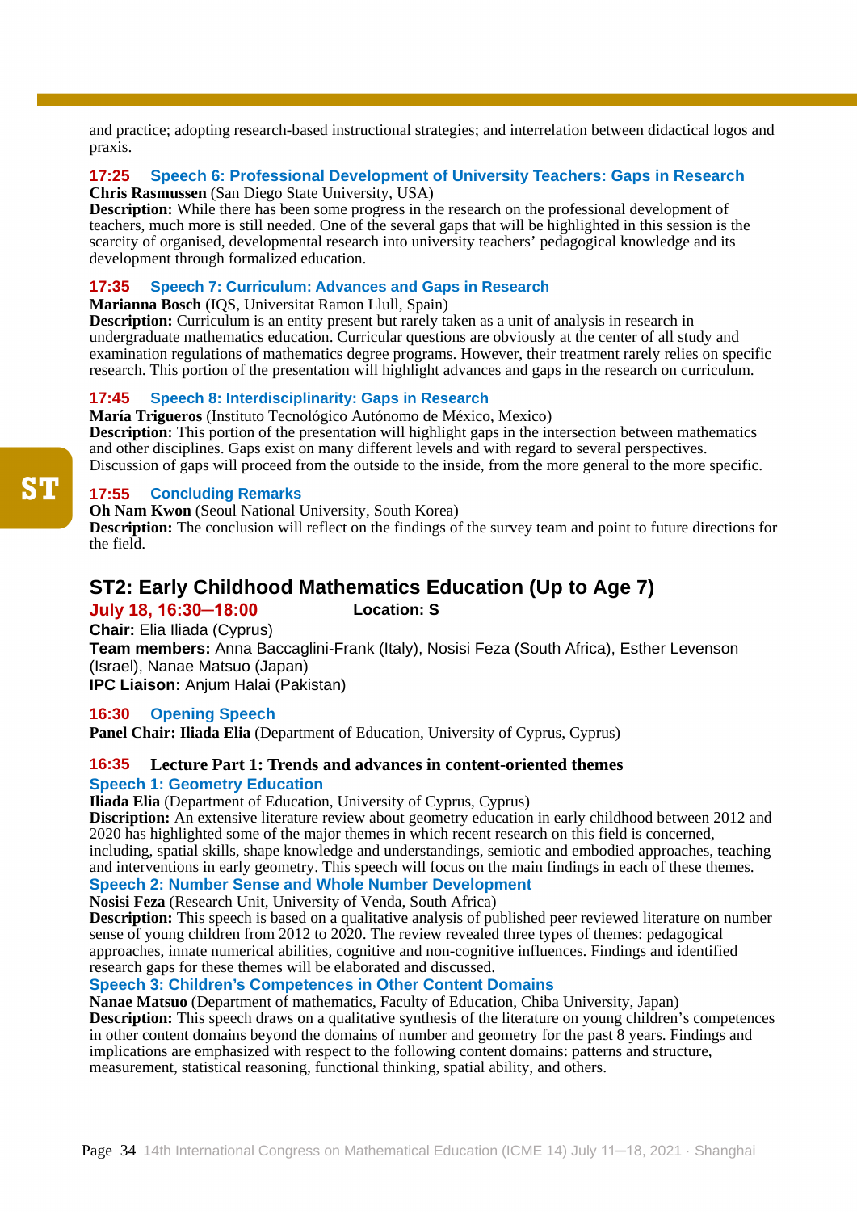and practice; adopting research-based instructional strategies; and interrelation between didactical logos and praxis.

**17:25 Speech 6: Professional Development of University Teachers: Gaps in Research**

**Chris Rasmussen** (San Diego State University, USA)

**Description:** While there has been some progress in the research on the professional development of teachers, much more is still needed. One of the several gaps that will be highlighted in this session is the scarcity of organised, developmental research into university teachers' pedagogical knowledge and its development through formalized education.

**17:35 Speech 7: Curriculum: Advances and Gaps in Research**

**Marianna Bosch** (IQS, Universitat Ramon Llull, Spain)

**Description:** Curriculum is an entity present but rarely taken as a unit of analysis in research in undergraduate mathematics education. Curricular questions are obviously at the center of all study and examination regulations of mathematics degree programs. However, their treatment rarely relies on specific research. This portion of the presentation will highlight advances and gaps in the research on curriculum.

**17:45 Speech 8: Interdisciplinarity: Gaps in Research**

**María Trigueros** (Instituto Tecnológico Autónomo de México, Mexico)

**Description:** This portion of the presentation will highlight gaps in the intersection between mathematics and other disciplines. Gaps exist on many different levels and with regard to several perspectives. Discussion of gaps will proceed from the outside to the inside, from the more general to the more specific.

**17:55 Concluding Remarks**

**Oh Nam Kwon** (Seoul National University, South Korea)

**Description:** The conclusion will reflect on the findings of the survey team and point to future directions for the field.

## ST2: Early Childhood Mathematics Education (Up to Age 7)

**July 18, 16:30–18:00** **Location: S**

**Chair:** Elia Iliada (Cyprus)

**Team members:** Anna Baccaglini-Frank (Italy), Nosisi Feza (South Africa), Esther Levenson (Israel), Nanae Matsuo (Japan)

**IPC Liaison:** Anjum Halai (Pakistan)

**16:30 Opening Speech**

**Panel Chair: Iliada Elia** (Department of Education, University of Cyprus, Cyprus)

**16:35 Lecture Part 1: Trends and advances in content-oriented themes**

**Speech 1: Geometry Education**

**Iliada Elia** (Department of Education, University of Cyprus, Cyprus)

**Discription:** An extensive literature review about geometry education in early childhood between 2012 and 2020 has highlighted some of the major themes in which recent research on this field is concerned, including, spatial skills, shape knowledge and understandings, semiotic and embodied approaches, teaching and interventions in early geometry. This speech will focus on the main findings in each of these themes.

**Speech 2: Number Sense and Whole Number Development**

**Nosisi Feza** (Research Unit, University of Venda, South Africa)

**Description:** This speech is based on a qualitative analysis of published peer reviewed literature on number sense of young children from 2012 to 2020. The review revealed three types of themes: pedagogical approaches, innate numerical abilities, cognitive and non-cognitive influences. Findings and identified research gaps for these themes will be elaborated and discussed.

**Speech 3: Children's Competences in Other Content Domains**

**Nanae Matsuo** (Department of mathematics, Faculty of Education, Chiba University, Japan)

**Description:** This speech draws on a qualitative synthesis of the literature on young children's competences in other content domains beyond the domains of number and geometry for the past 8 years. Findings and implications are emphasized with respect to the following content domains: patterns and structure, measurement, statistical reasoning, functional thinking, spatial ability, and others.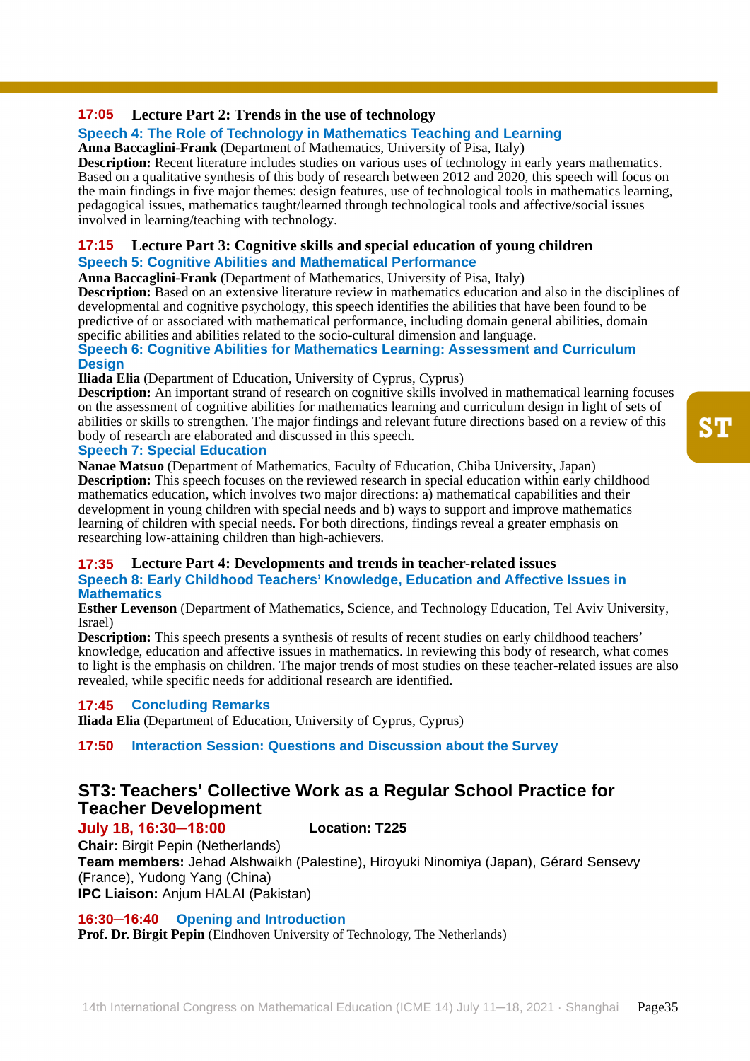**17:05 Lecture Part 2: Trends in the use of technology**

**Speech 4: The Role of Technology in Mathematics Teaching and Learning**

**Anna Baccaglini-Frank** (Department of Mathematics, University of Pisa, Italy)

**Description:** Recent literature includes studies on various uses of technology in early years mathematics. Based on a qualitative synthesis of this body of research between 2012 and 2020, this speech will focus on the main findings in five major themes: design features, use of technological tools in mathematics learning, pedagogical issues, mathematics taught/learned through technological tools and affective/social issues involved in learning/teaching with technology.

**17:15 Lecture Part 3: Cognitive skills and special education of young children**

**Speech 5: Cognitive Abilities and Mathematical Performance**

**Anna Baccaglini-Frank** (Department of Mathematics, University of Pisa, Italy)

**Description:** Based on an extensive literature review in mathematics education and also in the disciplines of developmental and cognitive psychology, this speech identifies the abilities that have been found to be predictive of or associated with mathematical performance, including domain general abilities, domain specific abilities and abilities related to the socio-cultural dimension and language.

**Speech 6: Cognitive Abilities for Mathematics Learning: Assessment and Curriculum Design**

**Iliada Elia** (Department of Education, University of Cyprus, Cyprus)

**Description:** An important strand of research on cognitive skills involved in mathematical learning focuses on the assessment of cognitive abilities for mathematics learning and curriculum design in light of sets of abilities or skills to strengthen. The major findings and relevant future directions based on a review of this body of research are elaborated and discussed in this speech.

**Speech 7: Special Education**

**Nanae Matsuo** (Department of Mathematics, Faculty of Education, Chiba University, Japan)

**Description:** This speech focuses on the reviewed research in special education within early childhood mathematics education, which involves two major directions: a) mathematical capabilities and their development in young children with special needs and b) ways to support and improve mathematics learning of children with special needs. For both directions, findings reveal a greater emphasis on researching low-attaining children than high-achievers.

**17:35 Lecture Part 4: Developments and trends in teacher-related issues**

**Speech 8: Early Childhood Teachers' Knowledge, Education and Affective Issues in Mathematics**

**Esther Levenson** (Department of Mathematics, Science, and Technology Education, Tel Aviv University, Israel)

**Description:** This speech presents a synthesis of results of recent studies on early childhood teachers' knowledge, education and affective issues in mathematics. In reviewing this body of research, what comes to light is the emphasis on children. The major trends of most studies on these teacher-related issues are also revealed, while specific needs for additional research are identified.

**17:45 Concluding Remarks**

**Iliada Elia** (Department of Education, University of Cyprus, Cyprus)

**17:50 Interaction Session: Questions and Discussion about the Survey**

## ST3: Teachers' Collective Work as a Regular School Practice for Teacher Development

**July 18, 16:30–18:00** **Location: T225**

**Chair:** Birgit Pepin (Netherlands)

**Team members:** Jehad Alshwaikh (Palestine), Hiroyuki Ninomiya (Japan), Gérard Sensevy (France), Yudong Yang (China)

**IPC Liaison:** Anjum HALAI (Pakistan)

**16:30–16:40 Opening and Introduction**

**Prof. Dr. Birgit Pepin** (Eindhoven University of Technology, The Netherlands)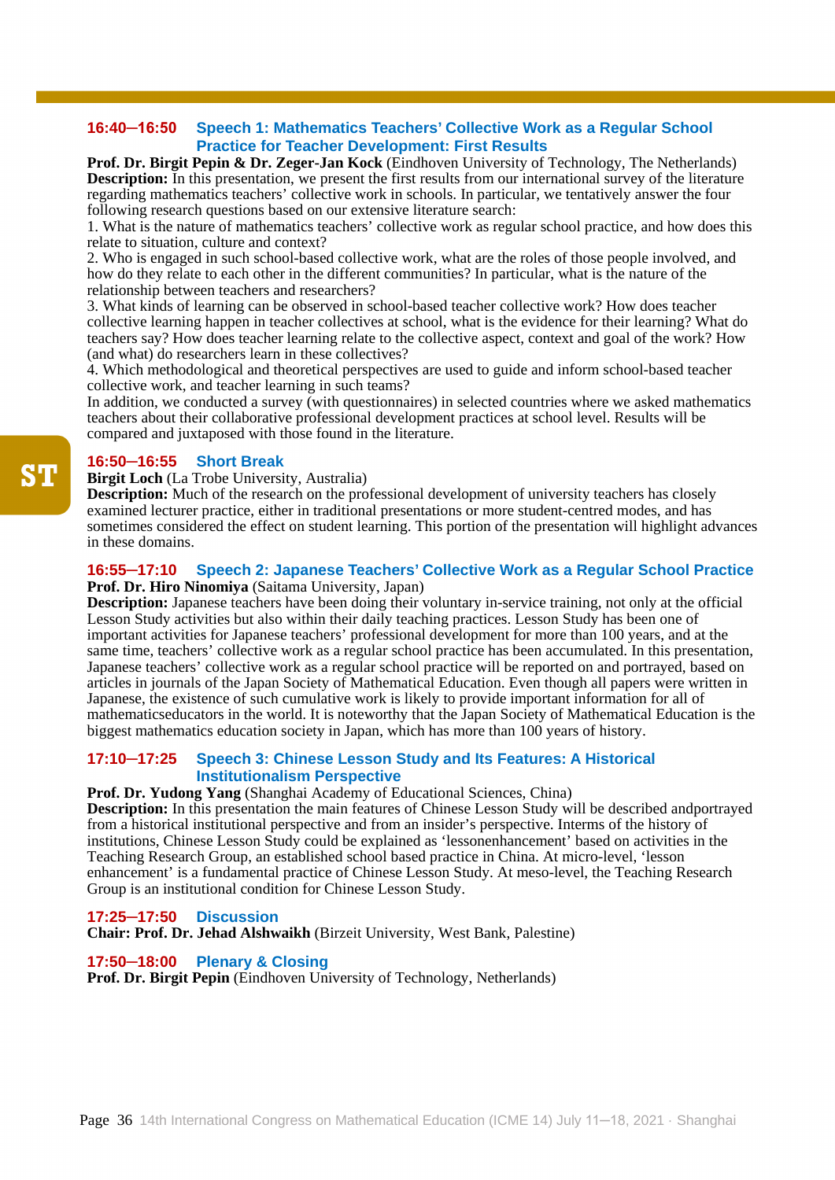### 16:40–16:50 Speech 1: Mathematics Teachers' Collective Work as a Regular School Practice for Teacher Development: First Results

**Prof. Dr. Birgit Pepin & Dr. Zeger-Jan Kock** (Eindhoven University of Technology, The Netherlands)
**Description:** In this presentation, we present the first results from our international survey of the literature regarding mathematics teachers' collective work in schools. In particular, we tentatively answer the four following research questions based on our extensive literature search:
1. What is the nature of mathematics teachers' collective work as regular school practice, and how does this relate to situation, culture and context?
2. Who is engaged in such school-based collective work, what are the roles of those people involved, and how do they relate to each other in the different communities? In particular, what is the nature of the relationship between teachers and researchers?
3. What kinds of learning can be observed in school-based teacher collective work? How does teacher collective learning happen in teacher collectives at school, what is the evidence for their learning? What do teachers say? How does teacher learning relate to the collective aspect, context and goal of the work? How (and what) do researchers learn in these collectives?
4. Which methodological and theoretical perspectives are used to guide and inform school-based teacher collective work, and teacher learning in such teams?
In addition, we conducted a survey (with questionnaires) in selected countries where we asked mathematics teachers about their collaborative professional development practices at school level. Results will be compared and juxtaposed with those found in the literature.

ST

### 16:50–16:55 Short Break

**Birgit Loch** (La Trobe University, Australia)
**Description:** Much of the research on the professional development of university teachers has closely examined lecturer practice, either in traditional presentations or more student-centred modes, and has sometimes considered the effect on student learning. This portion of the presentation will highlight advances in these domains.

### 16:55–17:10 Speech 2: Japanese Teachers' Collective Work as a Regular School Practice

**Prof. Dr. Hiro Ninomiya** (Saitama University, Japan)
**Description:** Japanese teachers have been doing their voluntary in-service training, not only at the official Lesson Study activities but also within their daily teaching practices. Lesson Study has been one of important activities for Japanese teachers' professional development for more than 100 years, and at the same time, teachers' collective work as a regular school practice has been accumulated. In this presentation, Japanese teachers' collective work as a regular school practice will be reported on and portrayed, based on articles in journals of the Japan Society of Mathematical Education. Even though all papers were written in Japanese, the existence of such cumulative work is likely to provide important information for all of mathematicseducators in the world. It is noteworthy that the Japan Society of Mathematical Education is the biggest mathematics education society in Japan, which has more than 100 years of history.

### 17:10–17:25 Speech 3: Chinese Lesson Study and Its Features: A Historical Institutionalism Perspective

**Prof. Dr. Yudong Yang** (Shanghai Academy of Educational Sciences, China)
**Description:** In this presentation the main features of Chinese Lesson Study will be described andportrayed from a historical institutional perspective and from an insider's perspective. Interms of the history of institutions, Chinese Lesson Study could be explained as 'lessonenhancement' based on activities in the Teaching Research Group, an established school based practice in China. At micro-level, 'lesson enhancement' is a fundamental practice of Chinese Lesson Study. At meso-level, the Teaching Research Group is an institutional condition for Chinese Lesson Study.

### 17:25–17:50 Discussion

**Chair: Prof. Dr. Jehad Alshwaikh** (Birzeit University, West Bank, Palestine)

### 17:50–18:00 Plenary & Closing

**Prof. Dr. Birgit Pepin** (Eindhoven University of Technology, Netherlands)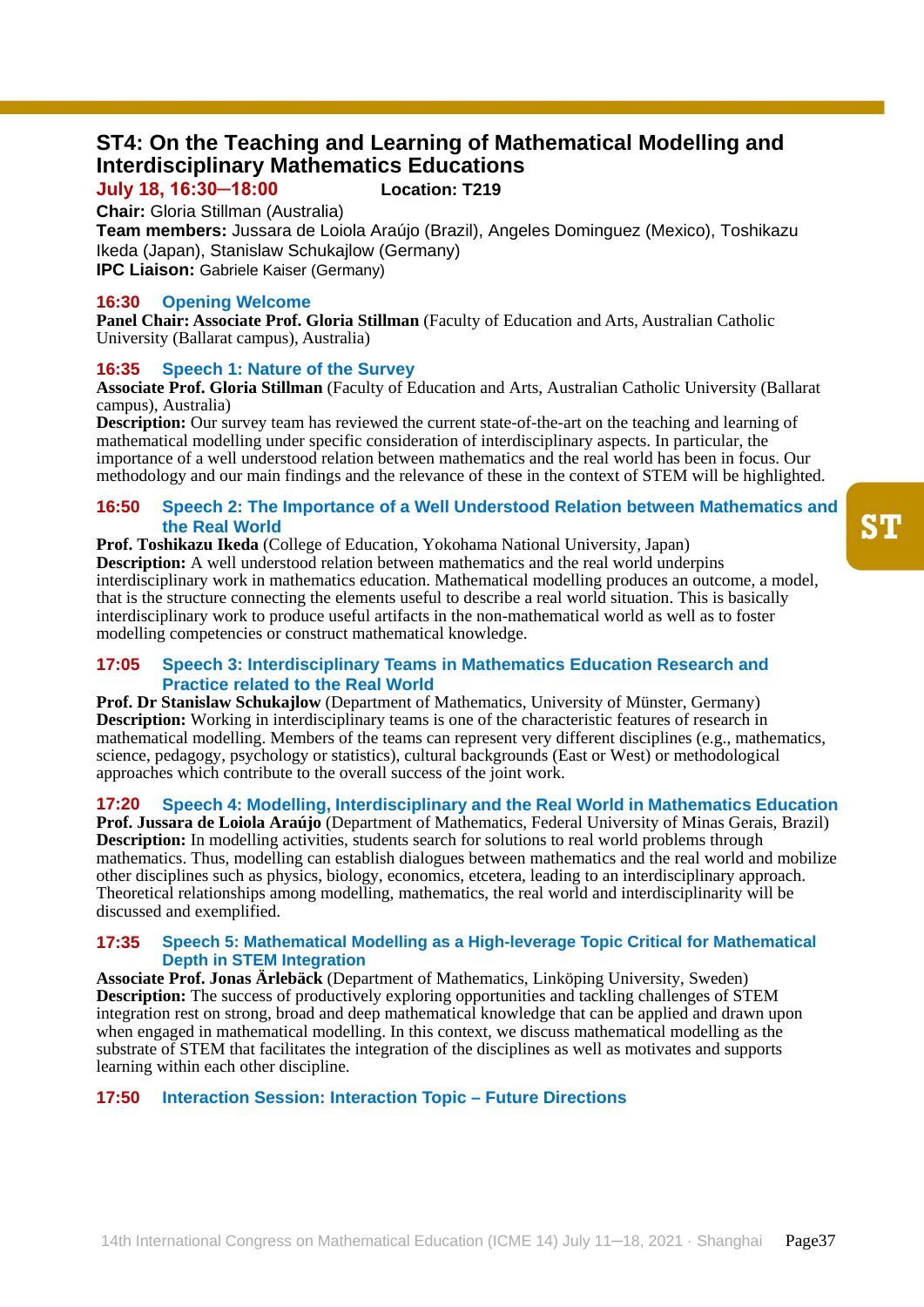## ST4: On the Teaching and Learning of Mathematical Modelling and Interdisciplinary Mathematics Educations

**July 18, 16:30–18:00** **Location: T219**

**Chair:** Gloria Stillman (Australia)
**Team members:** Jussara de Loiola Araújo (Brazil), Angeles Dominguez (Mexico), Toshikazu Ikeda (Japan), Stanislaw Schukajlow (Germany)
**IPC Liaison:** Gabriele Kaiser (Germany)

### 16:30 Opening Welcome

**Panel Chair: Associate Prof. Gloria Stillman** (Faculty of Education and Arts, Australian Catholic University (Ballarat campus), Australia)

### 16:35 Speech 1: Nature of the Survey

**Associate Prof. Gloria Stillman** (Faculty of Education and Arts, Australian Catholic University (Ballarat campus), Australia)
**Description:** Our survey team has reviewed the current state-of-the-art on the teaching and learning of mathematical modelling under specific consideration of interdisciplinary aspects. In particular, the importance of a well understood relation between mathematics and the real world has been in focus. Our methodology and our main findings and the relevance of these in the context of STEM will be highlighted.

### 16:50 Speech 2: The Importance of a Well Understood Relation between Mathematics and the Real World

**Prof. Toshikazu Ikeda** (College of Education, Yokohama National University, Japan)
**Description:** A well understood relation between mathematics and the real world underpins interdisciplinary work in mathematics education. Mathematical modelling produces an outcome, a model, that is the structure connecting the elements useful to describe a real world situation. This is basically interdisciplinary work to produce useful artifacts in the non-mathematical world as well as to foster modelling competencies or construct mathematical knowledge.

### 17:05 Speech 3: Interdisciplinary Teams in Mathematics Education Research and Practice related to the Real World

**Prof. Dr Stanislaw Schukajlow** (Department of Mathematics, University of Münster, Germany)
**Description:** Working in interdisciplinary teams is one of the characteristic features of research in mathematical modelling. Members of the teams can represent very different disciplines (e.g., mathematics, science, pedagogy, psychology or statistics), cultural backgrounds (East or West) or methodological approaches which contribute to the overall success of the joint work.

### 17:20 Speech 4: Modelling, Interdisciplinary and the Real World in Mathematics Education

**Prof. Jussara de Loiola Araújo** (Department of Mathematics, Federal University of Minas Gerais, Brazil)
**Description:** In modelling activities, students search for solutions to real world problems through mathematics. Thus, modelling can establish dialogues between mathematics and the real world and mobilize other disciplines such as physics, biology, economics, etcetera, leading to an interdisciplinary approach. Theoretical relationships among modelling, mathematics, the real world and interdisciplinarity will be discussed and exemplified.

### 17:35 Speech 5: Mathematical Modelling as a High-leverage Topic Critical for Mathematical Depth in STEM Integration

**Associate Prof. Jonas Ärlebäck** (Department of Mathematics, Linköping University, Sweden)
**Description:** The success of productively exploring opportunities and tackling challenges of STEM integration rest on strong, broad and deep mathematical knowledge that can be applied and drawn upon when engaged in mathematical modelling. In this context, we discuss mathematical modelling as the substrate of STEM that facilitates the integration of the disciplines as well as motivates and supports learning within each other discipline.

### 17:50 Interaction Session: Interaction Topic – Future Directions